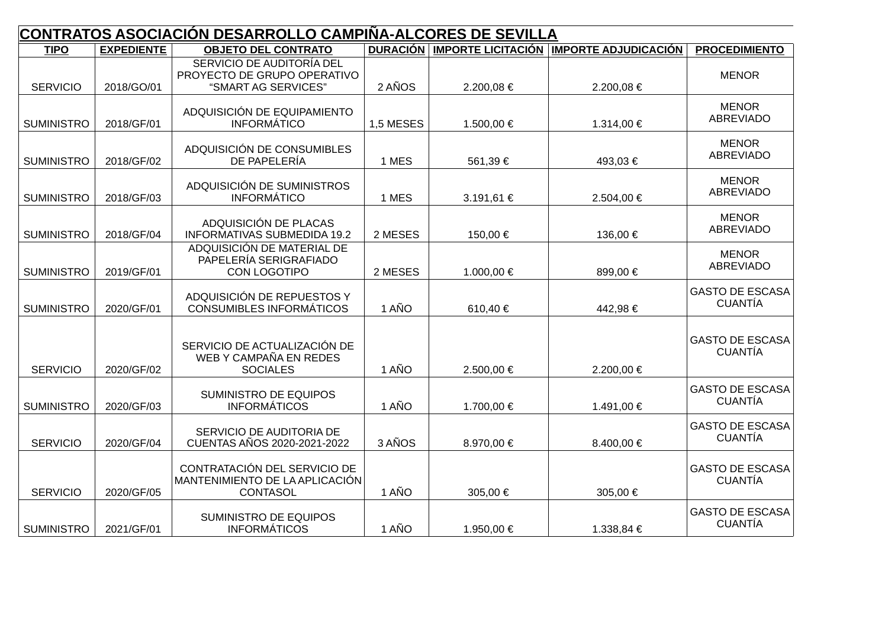# CONTRATOS ASOCIACIÓN DESARROLLO CAMPIÑA-ALCORES DE SEVILLA

| TIPO | EXPEDIENTE | OBJETO DEL CONTRATO | DURACIÓN | IMPORTE LICITACIÓN | IMPORTE ADJUDICACIÓN | PROCEDIMIENTO |
|---|---|---|---|---|---|---|
| SERVICIO | 2018/GO/01 | SERVICIO DE AUDITORÍA DEL PROYECTO DE GRUPO OPERATIVO "SMART AG SERVICES" | 2 AÑOS | 2.200,08 € | 2.200,08 € | MENOR |
| SUMINISTRO | 2018/GF/01 | ADQUISICIÓN DE EQUIPAMIENTO INFORMÁTICO | 1,5 MESES | 1.500,00 € | 1.314,00 € | MENOR ABREVIADO |
| SUMINISTRO | 2018/GF/02 | ADQUISICIÓN DE CONSUMIBLES DE PAPELERÍA | 1 MES | 561,39 € | 493,03 € | MENOR ABREVIADO |
| SUMINISTRO | 2018/GF/03 | ADQUISICIÓN DE SUMINISTROS INFORMÁTICO | 1 MES | 3.191,61 € | 2.504,00 € | MENOR ABREVIADO |
| SUMINISTRO | 2018/GF/04 | ADQUISICIÓN DE PLACAS INFORMATIVAS SUBMEDIDA 19.2 | 2 MESES | 150,00 € | 136,00 € | MENOR ABREVIADO |
| SUMINISTRO | 2019/GF/01 | ADQUISICIÓN DE MATERIAL DE PAPELERÍA SERIGRAFIADO CON LOGOTIPO | 2 MESES | 1.000,00 € | 899,00 € | MENOR ABREVIADO |
| SUMINISTRO | 2020/GF/01 | ADQUISICIÓN DE REPUESTOS Y CONSUMIBLES INFORMÁTICOS | 1 AÑO | 610,40 € | 442,98 € | GASTO DE ESCASA CUANTÍA |
| SERVICIO | 2020/GF/02 | SERVICIO DE ACTUALIZACIÓN DE WEB Y CAMPAÑA EN REDES SOCIALES | 1 AÑO | 2.500,00 € | 2.200,00 € | GASTO DE ESCASA CUANTÍA |
| SUMINISTRO | 2020/GF/03 | SUMINISTRO DE EQUIPOS INFORMÁTICOS | 1 AÑO | 1.700,00 € | 1.491,00 € | GASTO DE ESCASA CUANTÍA |
| SERVICIO | 2020/GF/04 | SERVICIO DE AUDITORIA DE CUENTAS AÑOS 2020-2021-2022 | 3 AÑOS | 8.970,00 € | 8.400,00 € | GASTO DE ESCASA CUANTÍA |
| SERVICIO | 2020/GF/05 | CONTRATACIÓN DEL SERVICIO DE MANTENIMIENTO DE LA APLICACIÓN CONTASOL | 1 AÑO | 305,00 € | 305,00 € | GASTO DE ESCASA CUANTÍA |
| SUMINISTRO | 2021/GF/01 | SUMINISTRO DE EQUIPOS INFORMÁTICOS | 1 AÑO | 1.950,00 € | 1.338,84 € | GASTO DE ESCASA CUANTÍA |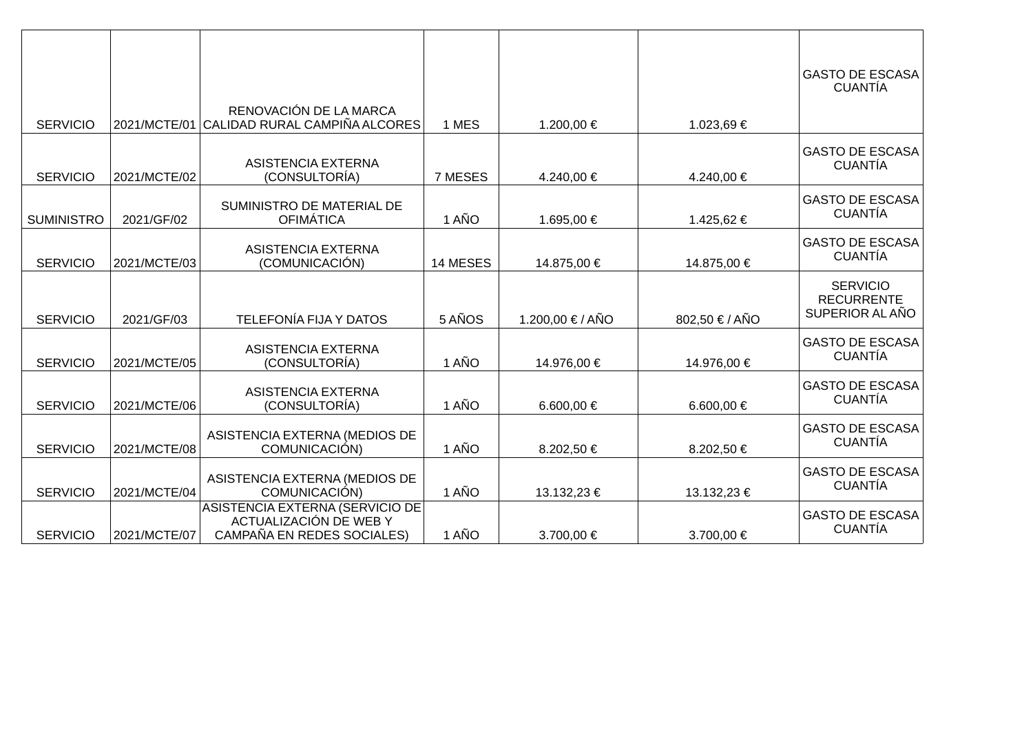| | | | | | | |
|---|---|---|---|---|---|---|
| SERVICIO | 2021/MCTE/01 | RENOVACIÓN DE LA MARCA CALIDAD RURAL CAMPIÑA ALCORES | 1 MES | 1.200,00 € | 1.023,69 € | GASTO DE ESCASA CUANTÍA |
| SERVICIO | 2021/MCTE/02 | ASISTENCIA EXTERNA (CONSULTORÍA) | 7 MESES | 4.240,00 € | 4.240,00 € | GASTO DE ESCASA CUANTÍA |
| SUMINISTRO | 2021/GF/02 | SUMINISTRO DE MATERIAL DE OFIMÁTICA | 1 AÑO | 1.695,00 € | 1.425,62 € | GASTO DE ESCASA CUANTÍA |
| SERVICIO | 2021/MCTE/03 | ASISTENCIA EXTERNA (COMUNICACIÓN) | 14 MESES | 14.875,00 € | 14.875,00 € | GASTO DE ESCASA CUANTÍA |
| SERVICIO | 2021/GF/03 | TELEFONÍA FIJA Y DATOS | 5 AÑOS | 1.200,00 € / AÑO | 802,50 € / AÑO | SERVICIO RECURRENTE SUPERIOR AL AÑO |
| SERVICIO | 2021/MCTE/05 | ASISTENCIA EXTERNA (CONSULTORÍA) | 1 AÑO | 14.976,00 € | 14.976,00 € | GASTO DE ESCASA CUANTÍA |
| SERVICIO | 2021/MCTE/06 | ASISTENCIA EXTERNA (CONSULTORÍA) | 1 AÑO | 6.600,00 € | 6.600,00 € | GASTO DE ESCASA CUANTÍA |
| SERVICIO | 2021/MCTE/08 | ASISTENCIA EXTERNA (MEDIOS DE COMUNICACIÓN) | 1 AÑO | 8.202,50 € | 8.202,50 € | GASTO DE ESCASA CUANTÍA |
| SERVICIO | 2021/MCTE/04 | ASISTENCIA EXTERNA (MEDIOS DE COMUNICACIÓN) | 1 AÑO | 13.132,23 € | 13.132,23 € | GASTO DE ESCASA CUANTÍA |
| SERVICIO | 2021/MCTE/07 | ASISTENCIA EXTERNA (SERVICIO DE ACTUALIZACIÓN DE WEB Y CAMPAÑA EN REDES SOCIALES) | 1 AÑO | 3.700,00 € | 3.700,00 € | GASTO DE ESCASA CUANTÍA |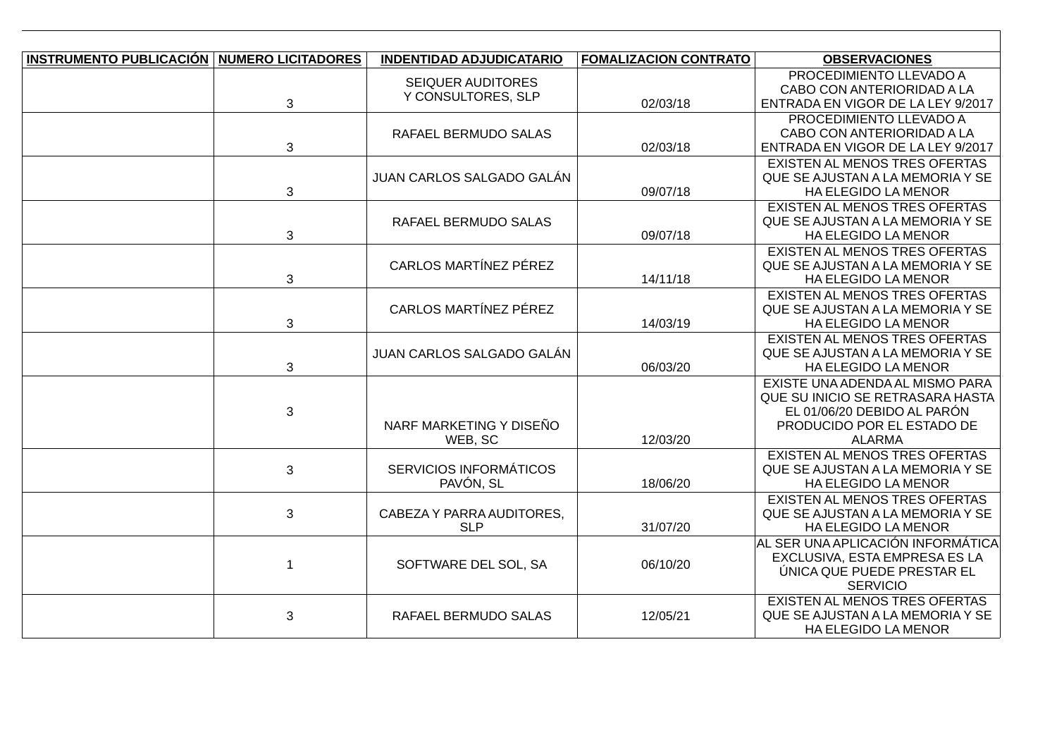| INSTRUMENTO PUBLICACIÓN | NUMERO LICITADORES | INDENTIDAD ADJUDICATARIO | FOMALIZACION CONTRATO | OBSERVACIONES |
|---|---|---|---|---|
| | 3 | SEIQUER AUDITORES Y CONSULTORES, SLP | 02/03/18 | PROCEDIMIENTO LLEVADO A CABO CON ANTERIORIDAD A LA ENTRADA EN VIGOR DE LA LEY 9/2017 |
| | 3 | RAFAEL BERMUDO SALAS | 02/03/18 | PROCEDIMIENTO LLEVADO A CABO CON ANTERIORIDAD A LA ENTRADA EN VIGOR DE LA LEY 9/2017 |
| | 3 | JUAN CARLOS SALGADO GALÁN | 09/07/18 | EXISTEN AL MENOS TRES OFERTAS QUE SE AJUSTAN A LA MEMORIA Y SE HA ELEGIDO LA MENOR |
| | 3 | RAFAEL BERMUDO SALAS | 09/07/18 | EXISTEN AL MENOS TRES OFERTAS QUE SE AJUSTAN A LA MEMORIA Y SE HA ELEGIDO LA MENOR |
| | 3 | CARLOS MARTÍNEZ PÉREZ | 14/11/18 | EXISTEN AL MENOS TRES OFERTAS QUE SE AJUSTAN A LA MEMORIA Y SE HA ELEGIDO LA MENOR |
| | 3 | CARLOS MARTÍNEZ PÉREZ | 14/03/19 | EXISTEN AL MENOS TRES OFERTAS QUE SE AJUSTAN A LA MEMORIA Y SE HA ELEGIDO LA MENOR |
| | 3 | JUAN CARLOS SALGADO GALÁN | 06/03/20 | EXISTEN AL MENOS TRES OFERTAS QUE SE AJUSTAN A LA MEMORIA Y SE HA ELEGIDO LA MENOR |
| | 3 | NARF MARKETING Y DISEÑO WEB, SC | 12/03/20 | EXISTE UNA ADENDA AL MISMO PARA QUE SU INICIO SE RETRASARA HASTA EL 01/06/20 DEBIDO AL PARÓN PRODUCIDO POR EL ESTADO DE ALARMA |
| | 3 | SERVICIOS INFORMÁTICOS PAVÓN, SL | 18/06/20 | EXISTEN AL MENOS TRES OFERTAS QUE SE AJUSTAN A LA MEMORIA Y SE HA ELEGIDO LA MENOR |
| | 3 | CABEZA Y PARRA AUDITORES, SLP | 31/07/20 | EXISTEN AL MENOS TRES OFERTAS QUE SE AJUSTAN A LA MEMORIA Y SE HA ELEGIDO LA MENOR |
| | 1 | SOFTWARE DEL SOL, SA | 06/10/20 | AL SER UNA APLICACIÓN INFORMÁTICA EXCLUSIVA, ESTA EMPRESA ES LA ÚNICA QUE PUEDE PRESTAR EL SERVICIO |
| | 3 | RAFAEL BERMUDO SALAS | 12/05/21 | EXISTEN AL MENOS TRES OFERTAS QUE SE AJUSTAN A LA MEMORIA Y SE HA ELEGIDO LA MENOR |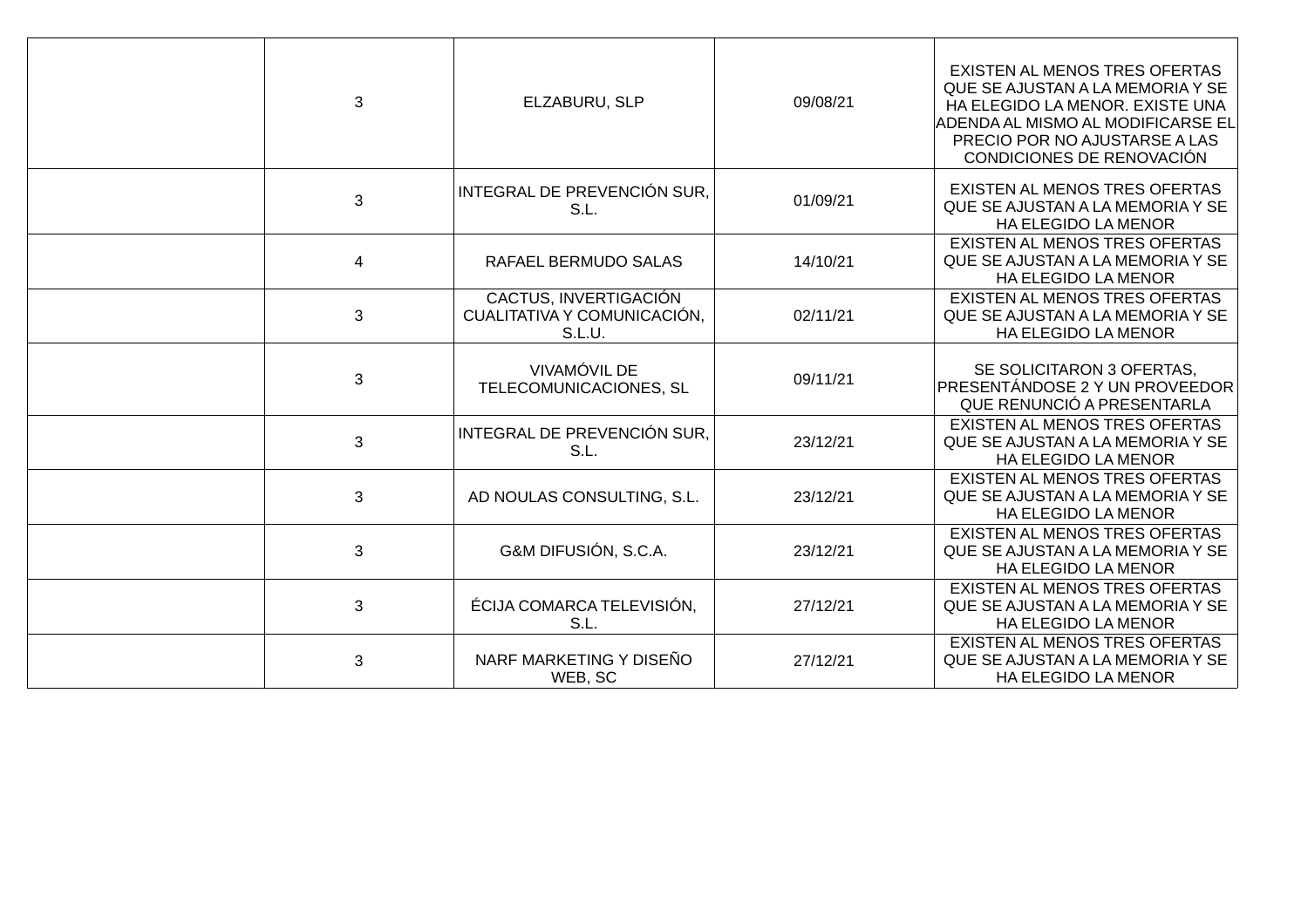| | | | | |
|---|---|---|---|---|
| | 3 | ELZABURU, SLP | 09/08/21 | EXISTEN AL MENOS TRES OFERTAS QUE SE AJUSTAN A LA MEMORIA Y SE HA ELEGIDO LA MENOR. EXISTE UNA ADENDA AL MISMO AL MODIFICARSE EL PRECIO POR NO AJUSTARSE A LAS CONDICIONES DE RENOVACIÓN |
| | 3 | INTEGRAL DE PREVENCIÓN SUR, S.L. | 01/09/21 | EXISTEN AL MENOS TRES OFERTAS QUE SE AJUSTAN A LA MEMORIA Y SE HA ELEGIDO LA MENOR |
| | 4 | RAFAEL BERMUDO SALAS | 14/10/21 | EXISTEN AL MENOS TRES OFERTAS QUE SE AJUSTAN A LA MEMORIA Y SE HA ELEGIDO LA MENOR |
| | 3 | CACTUS, INVERTIGACIÓN CUALITATIVA Y COMUNICACIÓN, S.L.U. | 02/11/21 | EXISTEN AL MENOS TRES OFERTAS QUE SE AJUSTAN A LA MEMORIA Y SE HA ELEGIDO LA MENOR |
| | 3 | VIVAMÓVIL DE TELECOMUNICACIONES, SL | 09/11/21 | SE SOLICITARON 3 OFERTAS, PRESENTÁNDOSE 2 Y UN PROVEEDOR QUE RENUNCIÓ A PRESENTARLA |
| | 3 | INTEGRAL DE PREVENCIÓN SUR, S.L. | 23/12/21 | EXISTEN AL MENOS TRES OFERTAS QUE SE AJUSTAN A LA MEMORIA Y SE HA ELEGIDO LA MENOR |
| | 3 | AD NOULAS CONSULTING, S.L. | 23/12/21 | EXISTEN AL MENOS TRES OFERTAS QUE SE AJUSTAN A LA MEMORIA Y SE HA ELEGIDO LA MENOR |
| | 3 | G&M DIFUSIÓN, S.C.A. | 23/12/21 | EXISTEN AL MENOS TRES OFERTAS QUE SE AJUSTAN A LA MEMORIA Y SE HA ELEGIDO LA MENOR |
| | 3 | ÉCIJA COMARCA TELEVISIÓN, S.L. | 27/12/21 | EXISTEN AL MENOS TRES OFERTAS QUE SE AJUSTAN A LA MEMORIA Y SE HA ELEGIDO LA MENOR |
| | 3 | NARF MARKETING Y DISEÑO WEB, SC | 27/12/21 | EXISTEN AL MENOS TRES OFERTAS QUE SE AJUSTAN A LA MEMORIA Y SE HA ELEGIDO LA MENOR |